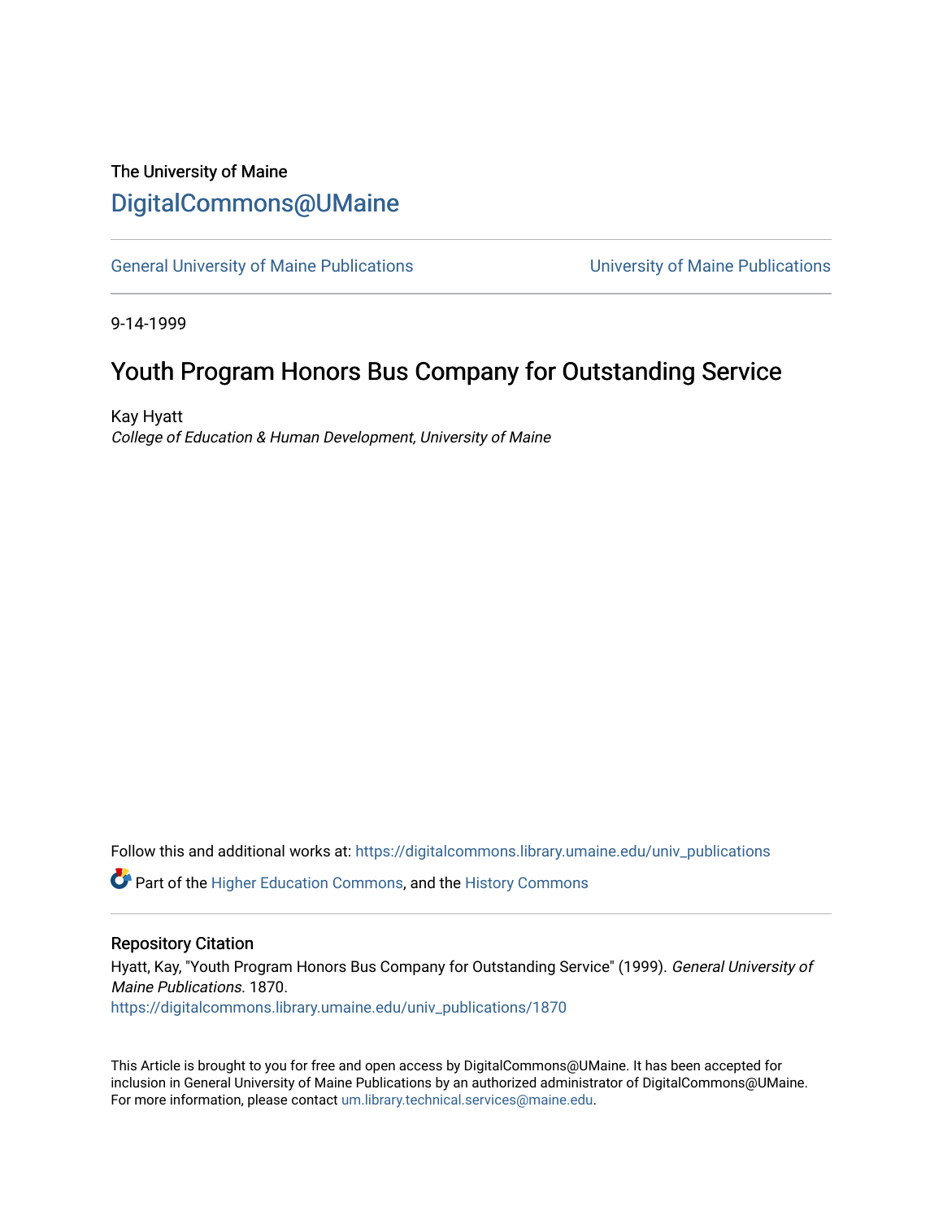The University of Maine

# DigitalCommons@UMaine

General University of Maine Publications | University of Maine Publications

9-14-1999

## Youth Program Honors Bus Company for Outstanding Service

Kay Hyatt

*College of Education & Human Development, University of Maine*

Follow this and additional works at: https://digitalcommons.library.umaine.edu/univ_publications

Part of the Higher Education Commons, and the History Commons

### Repository Citation

Hyatt, Kay, "Youth Program Honors Bus Company for Outstanding Service" (1999). *General University of Maine Publications*. 1870.
https://digitalcommons.library.umaine.edu/univ_publications/1870

This Article is brought to you for free and open access by DigitalCommons@UMaine. It has been accepted for inclusion in General University of Maine Publications by an authorized administrator of DigitalCommons@UMaine. For more information, please contact um.library.technical.services@maine.edu.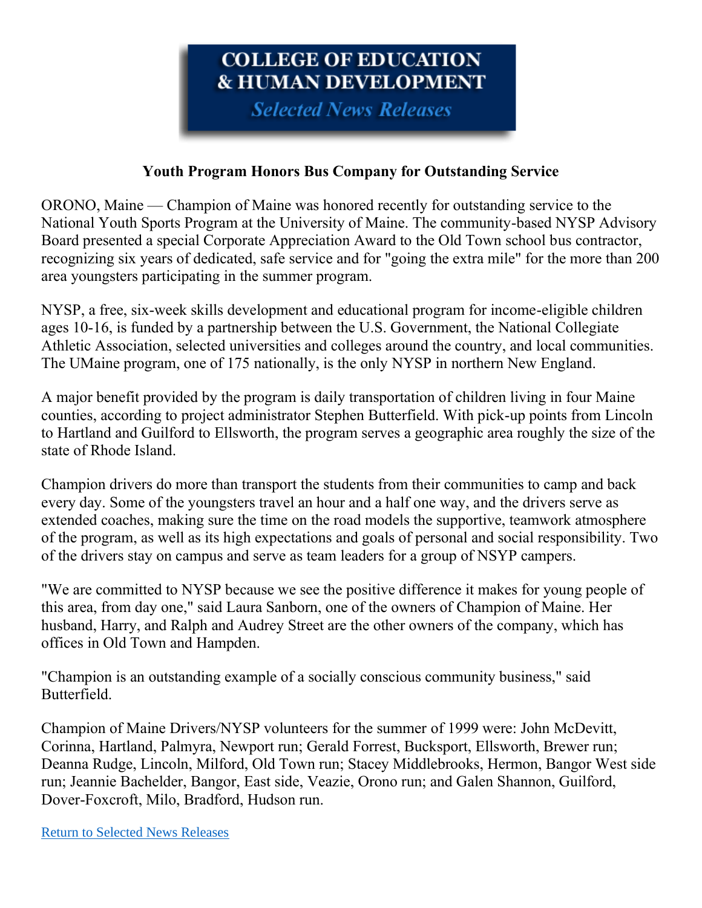**COLLEGE OF EDUCATION & HUMAN DEVELOPMENT**
*Selected News Releases*

## Youth Program Honors Bus Company for Outstanding Service

ORONO, Maine — Champion of Maine was honored recently for outstanding service to the National Youth Sports Program at the University of Maine. The community-based NYSP Advisory Board presented a special Corporate Appreciation Award to the Old Town school bus contractor, recognizing six years of dedicated, safe service and for "going the extra mile" for the more than 200 area youngsters participating in the summer program.

NYSP, a free, six-week skills development and educational program for income-eligible children ages 10-16, is funded by a partnership between the U.S. Government, the National Collegiate Athletic Association, selected universities and colleges around the country, and local communities. The UMaine program, one of 175 nationally, is the only NYSP in northern New England.

A major benefit provided by the program is daily transportation of children living in four Maine counties, according to project administrator Stephen Butterfield. With pick-up points from Lincoln to Hartland and Guilford to Ellsworth, the program serves a geographic area roughly the size of the state of Rhode Island.

Champion drivers do more than transport the students from their communities to camp and back every day. Some of the youngsters travel an hour and a half one way, and the drivers serve as extended coaches, making sure the time on the road models the supportive, teamwork atmosphere of the program, as well as its high expectations and goals of personal and social responsibility. Two of the drivers stay on campus and serve as team leaders for a group of NSYP campers.

"We are committed to NYSP because we see the positive difference it makes for young people of this area, from day one," said Laura Sanborn, one of the owners of Champion of Maine. Her husband, Harry, and Ralph and Audrey Street are the other owners of the company, which has offices in Old Town and Hampden.

"Champion is an outstanding example of a socially conscious community business," said Butterfield.

Champion of Maine Drivers/NYSP volunteers for the summer of 1999 were: John McDevitt, Corinna, Hartland, Palmyra, Newport run; Gerald Forrest, Bucksport, Ellsworth, Brewer run; Deanna Rudge, Lincoln, Milford, Old Town run; Stacey Middlebrooks, Hermon, Bangor West side run; Jeannie Bachelder, Bangor, East side, Veazie, Orono run; and Galen Shannon, Guilford, Dover-Foxcroft, Milo, Bradford, Hudson run.

Return to Selected News Releases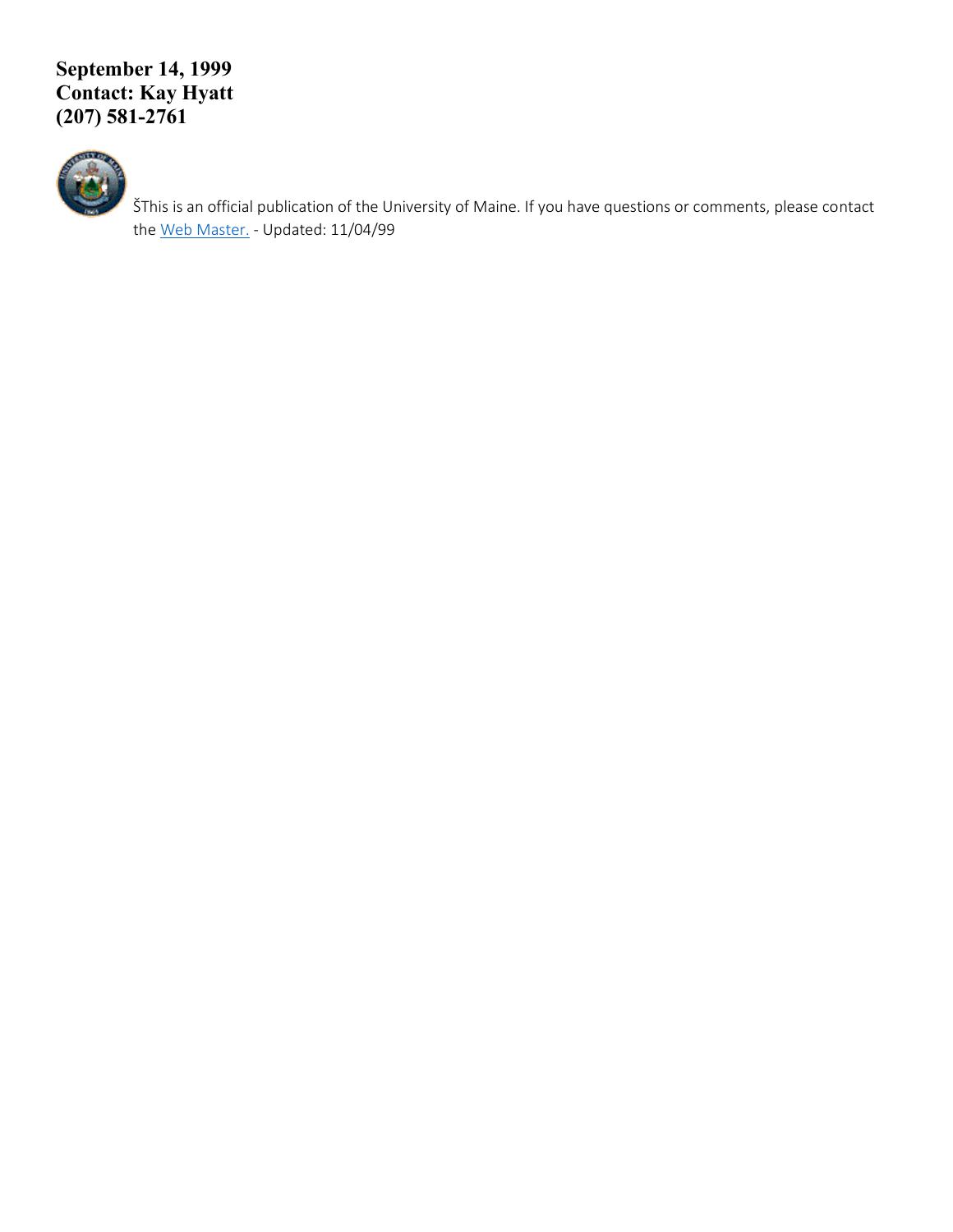**September 14, 1999**
**Contact: Kay Hyatt**
**(207) 581-2761**

ŠThis is an official publication of the University of Maine. If you have questions or comments, please contact the Web Master. - Updated: 11/04/99